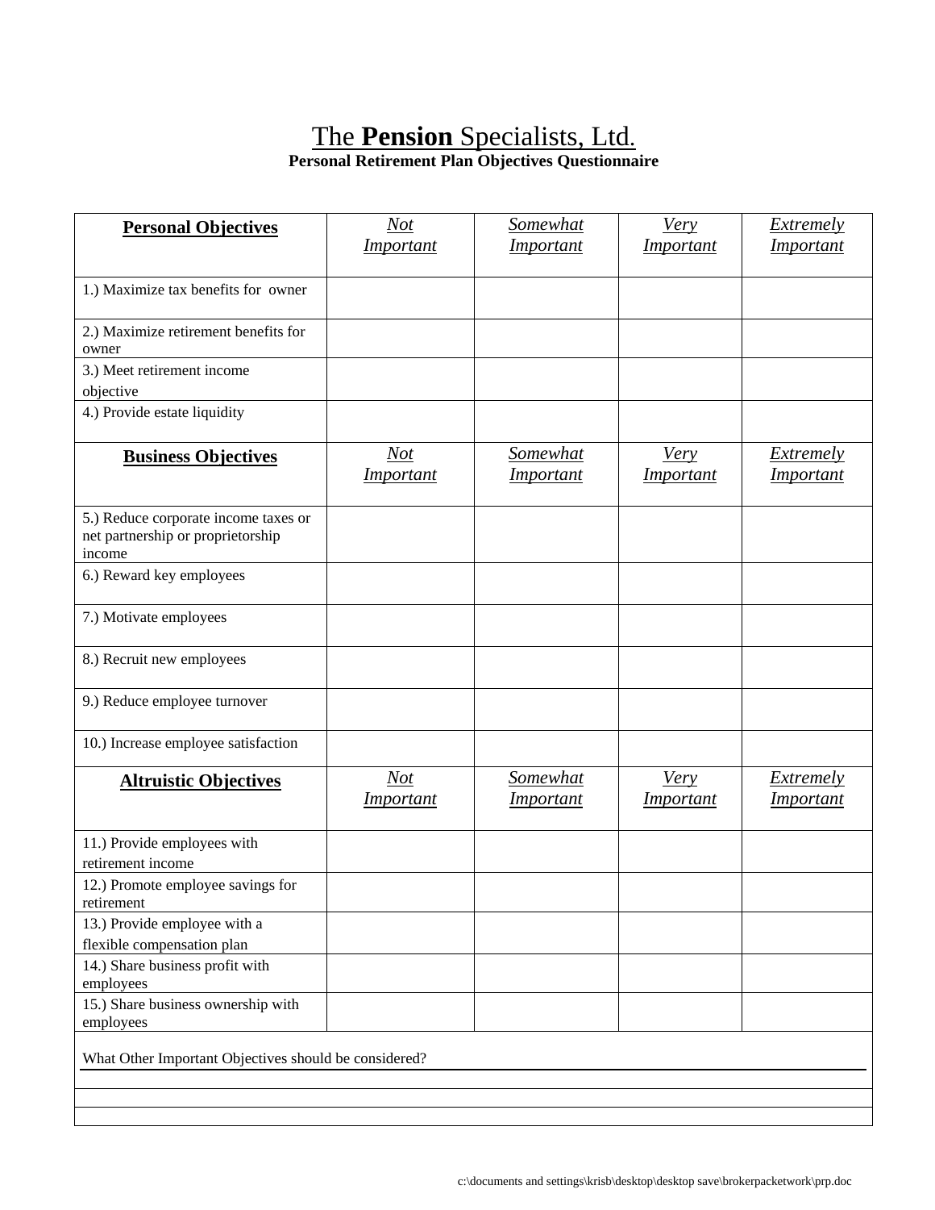# The **Pension** Specialists, Ltd.

**Personal Retirement Plan Objectives Questionnaire**

| **Personal Objectives** | *Not Important* | *Somewhat Important* | *Very Important* | *Extremely Important* |
|---|---|---|---|---|
| 1.) Maximize tax benefits for owner | | | | |
| 2.) Maximize retirement benefits for owner | | | | |
| 3.) Meet retirement income objective | | | | |
| 4.) Provide estate liquidity | | | | |
| **Business Objectives** | *Not Important* | *Somewhat Important* | *Very Important* | *Extremely Important* |
| 5.) Reduce corporate income taxes or net partnership or proprietorship income | | | | |
| 6.) Reward key employees | | | | |
| 7.) Motivate employees | | | | |
| 8.) Recruit new employees | | | | |
| 9.) Reduce employee turnover | | | | |
| 10.) Increase employee satisfaction | | | | |
| **Altruistic Objectives** | *Not Important* | *Somewhat Important* | *Very Important* | *Extremely Important* |
| 11.) Provide employees with retirement income | | | | |
| 12.) Promote employee savings for retirement | | | | |
| 13.) Provide employee with a flexible compensation plan | | | | |
| 14.) Share business profit with employees | | | | |
| 15.) Share business ownership with employees | | | | |

What Other Important Objectives should be considered?

c:\documents and settings\krisb\desktop\desktop save\brokerpacketwork\prp.doc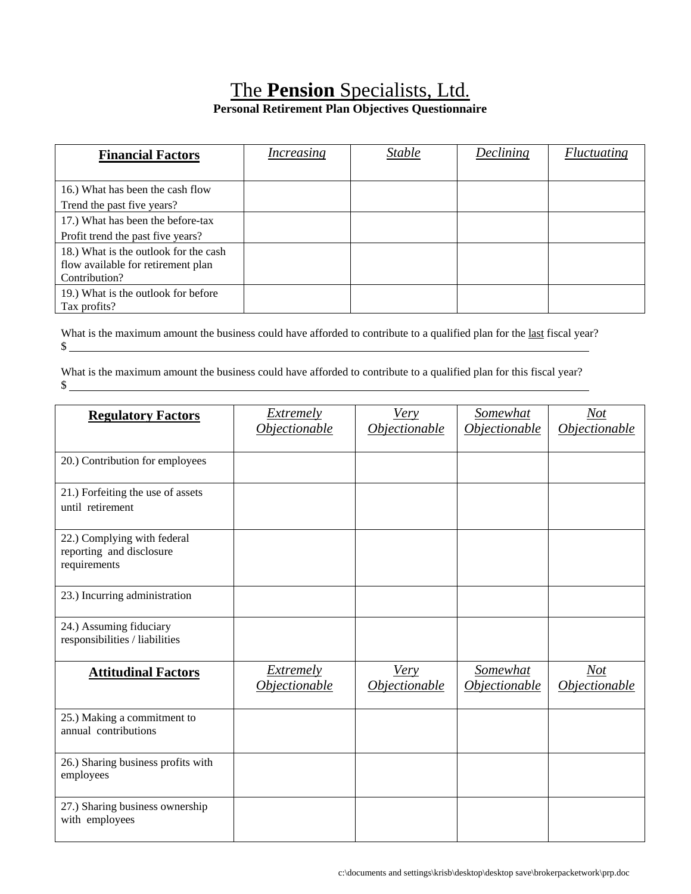# The **Pension** Specialists, Ltd.

**Personal Retirement Plan Objectives Questionnaire**

| **Financial Factors** | *Increasing* | *Stable* | *Declining* | *Fluctuating* |
|---|---|---|---|---|
| 16.) What has been the cash flow Trend the past five years? | | | | |
| 17.) What has been the before-tax Profit trend the past five years? | | | | |
| 18.) What is the outlook for the cash flow available for retirement plan Contribution? | | | | |
| 19.) What is the outlook for before Tax profits? | | | | |

What is the maximum amount the business could have afforded to contribute to a qualified plan for the last fiscal year?
$ ____________________________________________

What is the maximum amount the business could have afforded to contribute to a qualified plan for this fiscal year?
$ ____________________________________________

| **Regulatory Factors** | *Extremely Objectionable* | *Very Objectionable* | *Somewhat Objectionable* | *Not Objectionable* |
|---|---|---|---|---|
| 20.) Contribution for employees | | | | |
| 21.) Forfeiting the use of assets until retirement | | | | |
| 22.) Complying with federal reporting and disclosure requirements | | | | |
| 23.) Incurring administration | | | | |
| 24.) Assuming fiduciary responsibilities / liabilities | | | | |
| **Attitudinal Factors** | *Extremely Objectionable* | *Very Objectionable* | *Somewhat Objectionable* | *Not Objectionable* |
| 25.) Making a commitment to annual contributions | | | | |
| 26.) Sharing business profits with employees | | | | |
| 27.) Sharing business ownership with employees | | | | |

c:\documents and settings\krisb\desktop\desktop save\brokerpacketwork\prp.doc